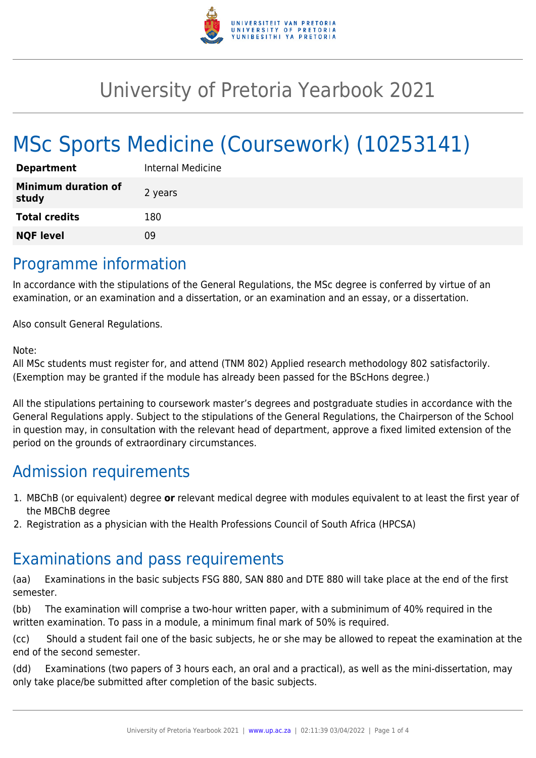# University of Pretoria Yearbook 2021

# MSc Sports Medicine (Coursework) (10253141)

| | |
|---|---|
| **Department** | Internal Medicine |
| **Minimum duration of study** | 2 years |
| **Total credits** | 180 |
| **NQF level** | 09 |

## Programme information

In accordance with the stipulations of the General Regulations, the MSc degree is conferred by virtue of an examination, or an examination and a dissertation, or an examination and an essay, or a dissertation.

Also consult General Regulations.

Note:
All MSc students must register for, and attend (TNM 802) Applied research methodology 802 satisfactorily. (Exemption may be granted if the module has already been passed for the BScHons degree.)

All the stipulations pertaining to coursework master's degrees and postgraduate studies in accordance with the General Regulations apply. Subject to the stipulations of the General Regulations, the Chairperson of the School in question may, in consultation with the relevant head of department, approve a fixed limited extension of the period on the grounds of extraordinary circumstances.

## Admission requirements

1. MBChB (or equivalent) degree **or** relevant medical degree with modules equivalent to at least the first year of the MBChB degree
2. Registration as a physician with the Health Professions Council of South Africa (HPCSA)

## Examinations and pass requirements

(aa) Examinations in the basic subjects FSG 880, SAN 880 and DTE 880 will take place at the end of the first semester.

(bb) The examination will comprise a two-hour written paper, with a subminimum of 40% required in the written examination. To pass in a module, a minimum final mark of 50% is required.

(cc) Should a student fail one of the basic subjects, he or she may be allowed to repeat the examination at the end of the second semester.

(dd) Examinations (two papers of 3 hours each, an oral and a practical), as well as the mini-dissertation, may only take place/be submitted after completion of the basic subjects.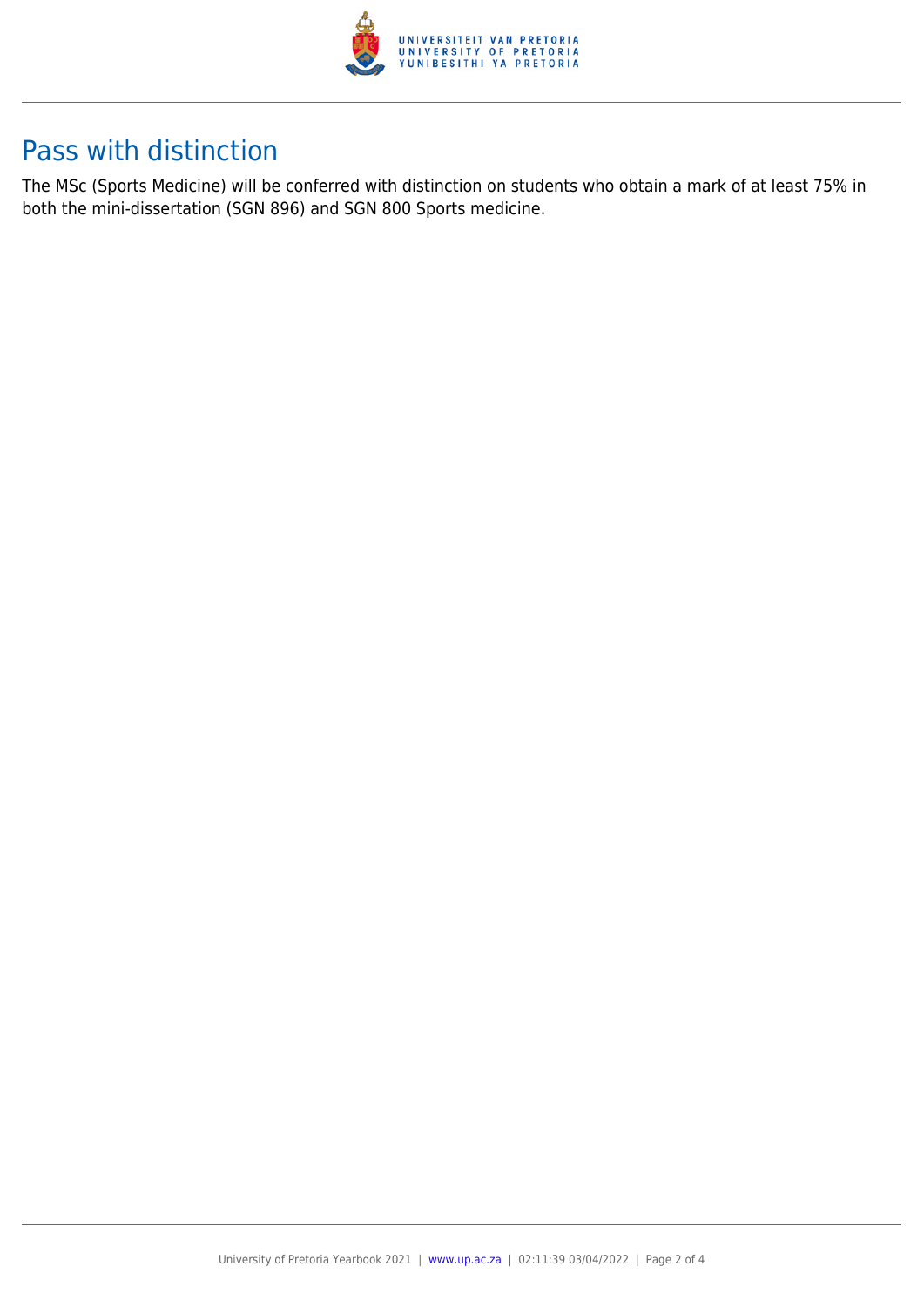## Pass with distinction

The MSc (Sports Medicine) will be conferred with distinction on students who obtain a mark of at least 75% in both the mini-dissertation (SGN 896) and SGN 800 Sports medicine.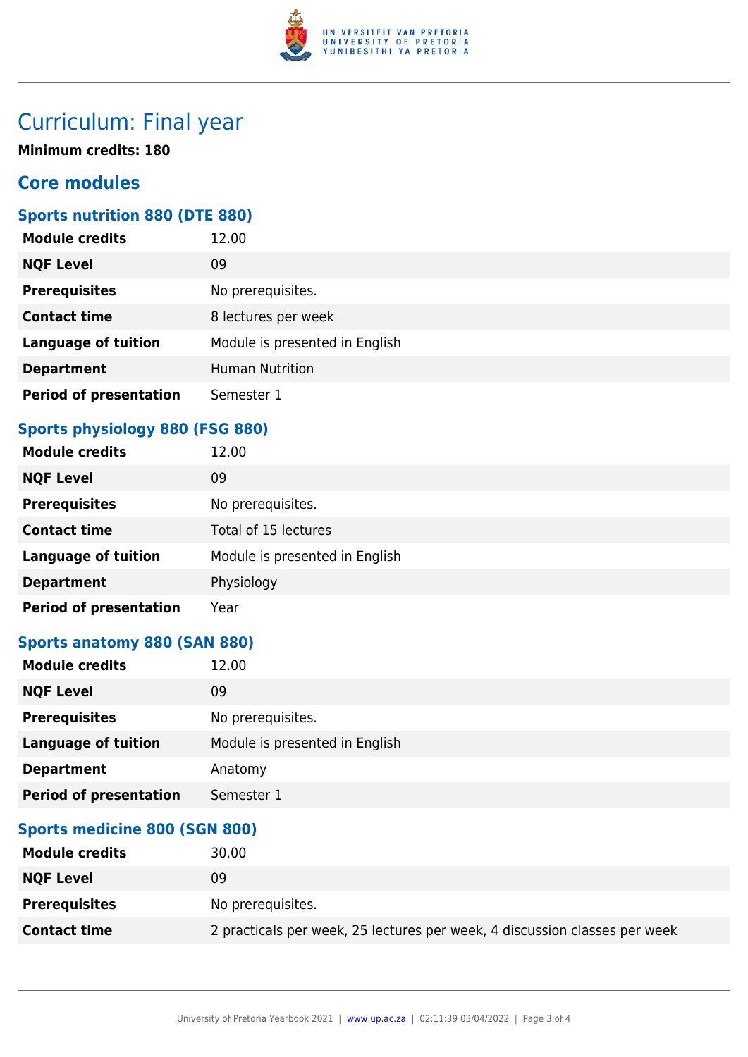# Curriculum: Final year

**Minimum credits: 180**

## Core modules

### Sports nutrition 880 (DTE 880)

| | |
|---|---|
| **Module credits** | 12.00 |
| **NQF Level** | 09 |
| **Prerequisites** | No prerequisites. |
| **Contact time** | 8 lectures per week |
| **Language of tuition** | Module is presented in English |
| **Department** | Human Nutrition |
| **Period of presentation** | Semester 1 |

### Sports physiology 880 (FSG 880)

| | |
|---|---|
| **Module credits** | 12.00 |
| **NQF Level** | 09 |
| **Prerequisites** | No prerequisites. |
| **Contact time** | Total of 15 lectures |
| **Language of tuition** | Module is presented in English |
| **Department** | Physiology |
| **Period of presentation** | Year |

### Sports anatomy 880 (SAN 880)

| | |
|---|---|
| **Module credits** | 12.00 |
| **NQF Level** | 09 |
| **Prerequisites** | No prerequisites. |
| **Language of tuition** | Module is presented in English |
| **Department** | Anatomy |
| **Period of presentation** | Semester 1 |

### Sports medicine 800 (SGN 800)

| | |
|---|---|
| **Module credits** | 30.00 |
| **NQF Level** | 09 |
| **Prerequisites** | No prerequisites. |
| **Contact time** | 2 practicals per week, 25 lectures per week, 4 discussion classes per week |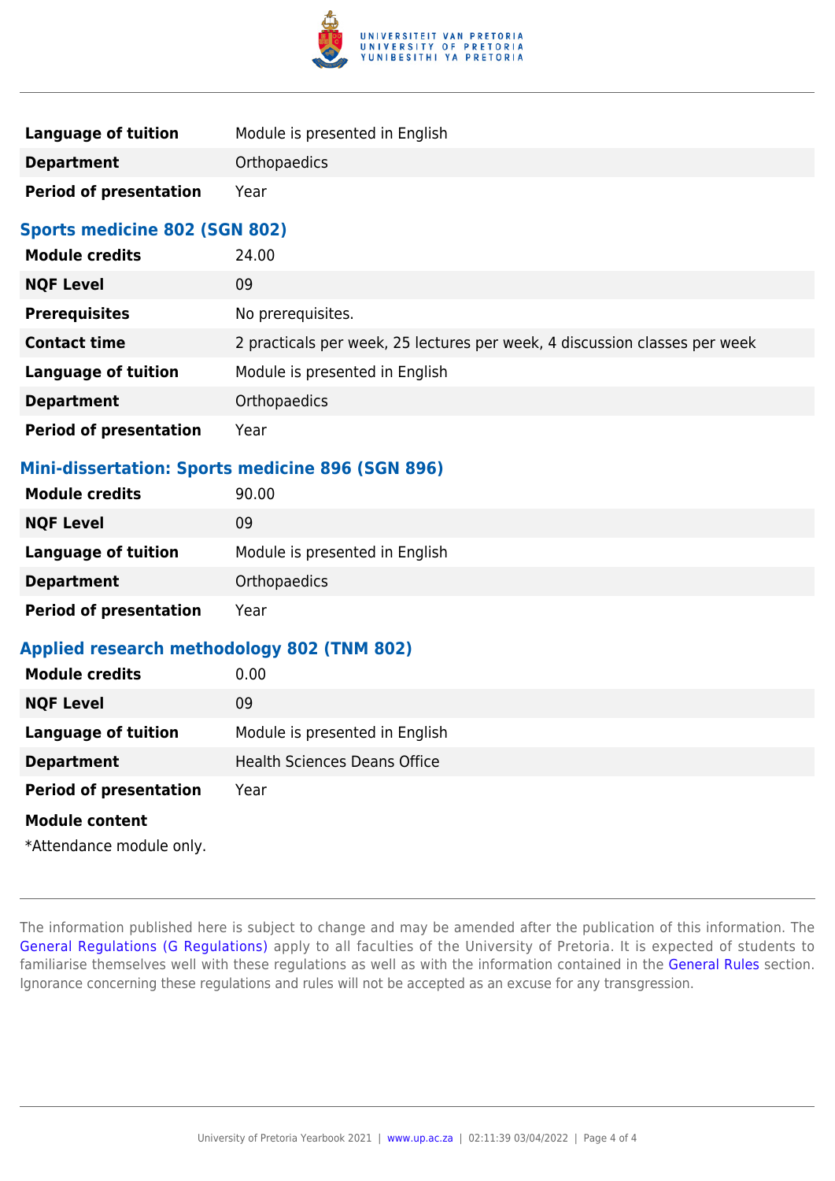| | |
|---|---|
| **Language of tuition** | Module is presented in English |
| **Department** | Orthopaedics |
| **Period of presentation** | Year |

### Sports medicine 802 (SGN 802)

| | |
|---|---|
| **Module credits** | 24.00 |
| **NQF Level** | 09 |
| **Prerequisites** | No prerequisites. |
| **Contact time** | 2 practicals per week, 25 lectures per week, 4 discussion classes per week |
| **Language of tuition** | Module is presented in English |
| **Department** | Orthopaedics |
| **Period of presentation** | Year |

### Mini-dissertation: Sports medicine 896 (SGN 896)

| | |
|---|---|
| **Module credits** | 90.00 |
| **NQF Level** | 09 |
| **Language of tuition** | Module is presented in English |
| **Department** | Orthopaedics |
| **Period of presentation** | Year |

### Applied research methodology 802 (TNM 802)

| | |
|---|---|
| **Module credits** | 0.00 |
| **NQF Level** | 09 |
| **Language of tuition** | Module is presented in English |
| **Department** | Health Sciences Deans Office |
| **Period of presentation** | Year |

**Module content**

*Attendance module only.

The information published here is subject to change and may be amended after the publication of this information. The General Regulations (G Regulations) apply to all faculties of the University of Pretoria. It is expected of students to familiarise themselves well with these regulations as well as with the information contained in the General Rules section. Ignorance concerning these regulations and rules will not be accepted as an excuse for any transgression.